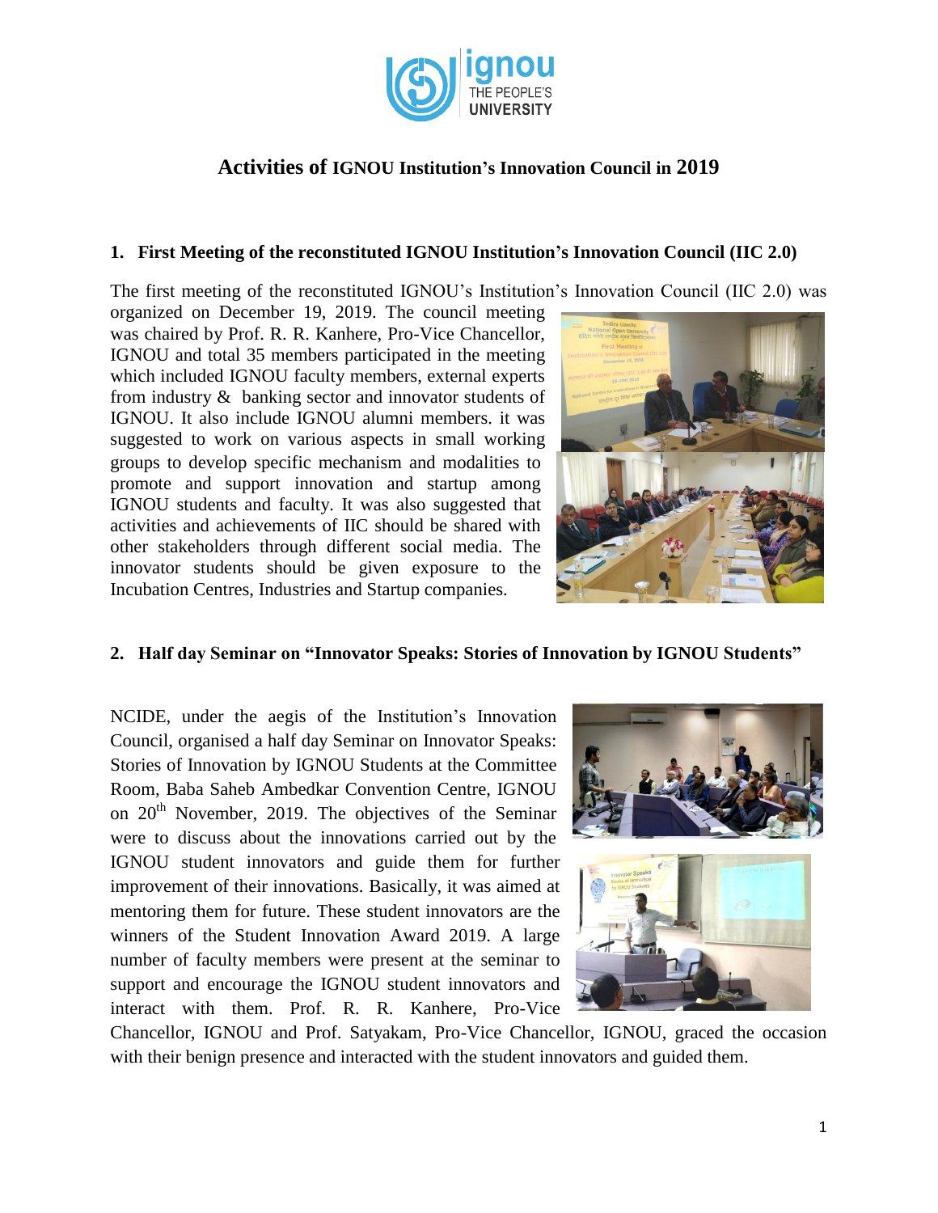# Activities of IGNOU Institution's Innovation Council in 2019

## 1. First Meeting of the reconstituted IGNOU Institution's Innovation Council (IIC 2.0)

The first meeting of the reconstituted IGNOU's Institution's Innovation Council (IIC 2.0) was organized on December 19, 2019. The council meeting was chaired by Prof. R. R. Kanhere, Pro-Vice Chancellor, IGNOU and total 35 members participated in the meeting which included IGNOU faculty members, external experts from industry & banking sector and innovator students of IGNOU. It also include IGNOU alumni members. it was suggested to work on various aspects in small working groups to develop specific mechanism and modalities to promote and support innovation and startup among IGNOU students and faculty. It was also suggested that activities and achievements of IIC should be shared with other stakeholders through different social media. The innovator students should be given exposure to the Incubation Centres, Industries and Startup companies.

## 2. Half day Seminar on "Innovator Speaks: Stories of Innovation by IGNOU Students"

NCIDE, under the aegis of the Institution's Innovation Council, organised a half day Seminar on Innovator Speaks: Stories of Innovation by IGNOU Students at the Committee Room, Baba Saheb Ambedkar Convention Centre, IGNOU on 20th November, 2019. The objectives of the Seminar were to discuss about the innovations carried out by the IGNOU student innovators and guide them for further improvement of their innovations. Basically, it was aimed at mentoring them for future. These student innovators are the winners of the Student Innovation Award 2019. A large number of faculty members were present at the seminar to support and encourage the IGNOU student innovators and interact with them. Prof. R. R. Kanhere, Pro-Vice Chancellor, IGNOU and Prof. Satyakam, Pro-Vice Chancellor, IGNOU, graced the occasion with their benign presence and interacted with the student innovators and guided them.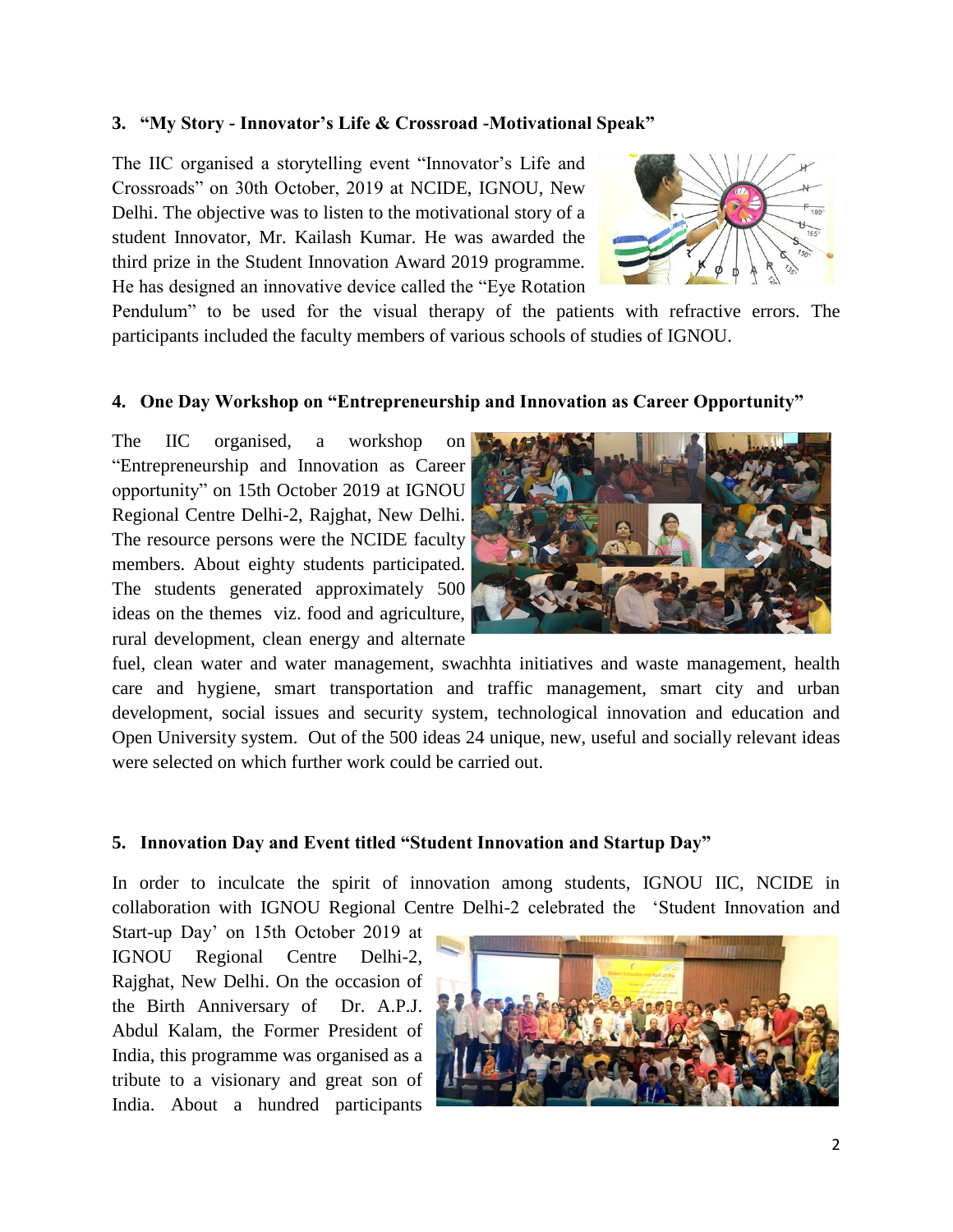### 3. "My Story - Innovator's Life & Crossroad -Motivational Speak"

The IIC organised a storytelling event "Innovator's Life and Crossroads" on 30th October, 2019 at NCIDE, IGNOU, New Delhi. The objective was to listen to the motivational story of a student Innovator, Mr. Kailash Kumar. He was awarded the third prize in the Student Innovation Award 2019 programme. He has designed an innovative device called the "Eye Rotation Pendulum" to be used for the visual therapy of the patients with refractive errors. The participants included the faculty members of various schools of studies of IGNOU.

### 4. One Day Workshop on "Entrepreneurship and Innovation as Career Opportunity"

The IIC organised, a workshop on "Entrepreneurship and Innovation as Career opportunity" on 15th October 2019 at IGNOU Regional Centre Delhi-2, Rajghat, New Delhi. The resource persons were the NCIDE faculty members. About eighty students participated. The students generated approximately 500 ideas on the themes viz. food and agriculture, rural development, clean energy and alternate fuel, clean water and water management, swachhta initiatives and waste management, health care and hygiene, smart transportation and traffic management, smart city and urban development, social issues and security system, technological innovation and education and Open University system. Out of the 500 ideas 24 unique, new, useful and socially relevant ideas were selected on which further work could be carried out.

### 5. Innovation Day and Event titled "Student Innovation and Startup Day"

In order to inculcate the spirit of innovation among students, IGNOU IIC, NCIDE in collaboration with IGNOU Regional Centre Delhi-2 celebrated the 'Student Innovation and Start-up Day' on 15th October 2019 at IGNOU Regional Centre Delhi-2, Rajghat, New Delhi. On the occasion of the Birth Anniversary of Dr. A.P.J. Abdul Kalam, the Former President of India, this programme was organised as a tribute to a visionary and great son of India. About a hundred participants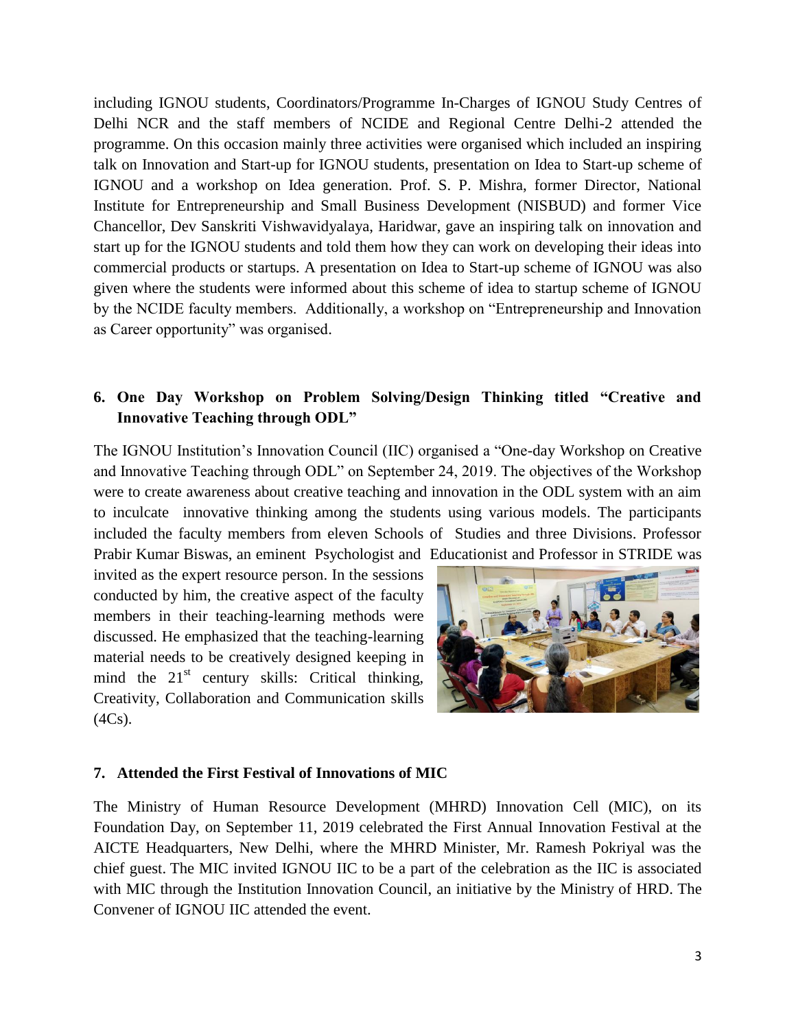including IGNOU students, Coordinators/Programme In-Charges of IGNOU Study Centres of Delhi NCR and the staff members of NCIDE and Regional Centre Delhi-2 attended the programme. On this occasion mainly three activities were organised which included an inspiring talk on Innovation and Start-up for IGNOU students, presentation on Idea to Start-up scheme of IGNOU and a workshop on Idea generation. Prof. S. P. Mishra, former Director, National Institute for Entrepreneurship and Small Business Development (NISBUD) and former Vice Chancellor, Dev Sanskriti Vishwavidyalaya, Haridwar, gave an inspiring talk on innovation and start up for the IGNOU students and told them how they can work on developing their ideas into commercial products or startups. A presentation on Idea to Start-up scheme of IGNOU was also given where the students were informed about this scheme of idea to startup scheme of IGNOU by the NCIDE faculty members. Additionally, a workshop on "Entrepreneurship and Innovation as Career opportunity" was organised.

### 6. One Day Workshop on Problem Solving/Design Thinking titled "Creative and Innovative Teaching through ODL"

The IGNOU Institution's Innovation Council (IIC) organised a "One-day Workshop on Creative and Innovative Teaching through ODL" on September 24, 2019. The objectives of the Workshop were to create awareness about creative teaching and innovation in the ODL system with an aim to inculcate innovative thinking among the students using various models. The participants included the faculty members from eleven Schools of Studies and three Divisions. Professor Prabir Kumar Biswas, an eminent Psychologist and Educationist and Professor in STRIDE was invited as the expert resource person. In the sessions conducted by him, the creative aspect of the faculty members in their teaching-learning methods were discussed. He emphasized that the teaching-learning material needs to be creatively designed keeping in mind the 21st century skills: Critical thinking, Creativity, Collaboration and Communication skills (4Cs).

### 7. Attended the First Festival of Innovations of MIC

The Ministry of Human Resource Development (MHRD) Innovation Cell (MIC), on its Foundation Day, on September 11, 2019 celebrated the First Annual Innovation Festival at the AICTE Headquarters, New Delhi, where the MHRD Minister, Mr. Ramesh Pokriyal was the chief guest. The MIC invited IGNOU IIC to be a part of the celebration as the IIC is associated with MIC through the Institution Innovation Council, an initiative by the Ministry of HRD. The Convener of IGNOU IIC attended the event.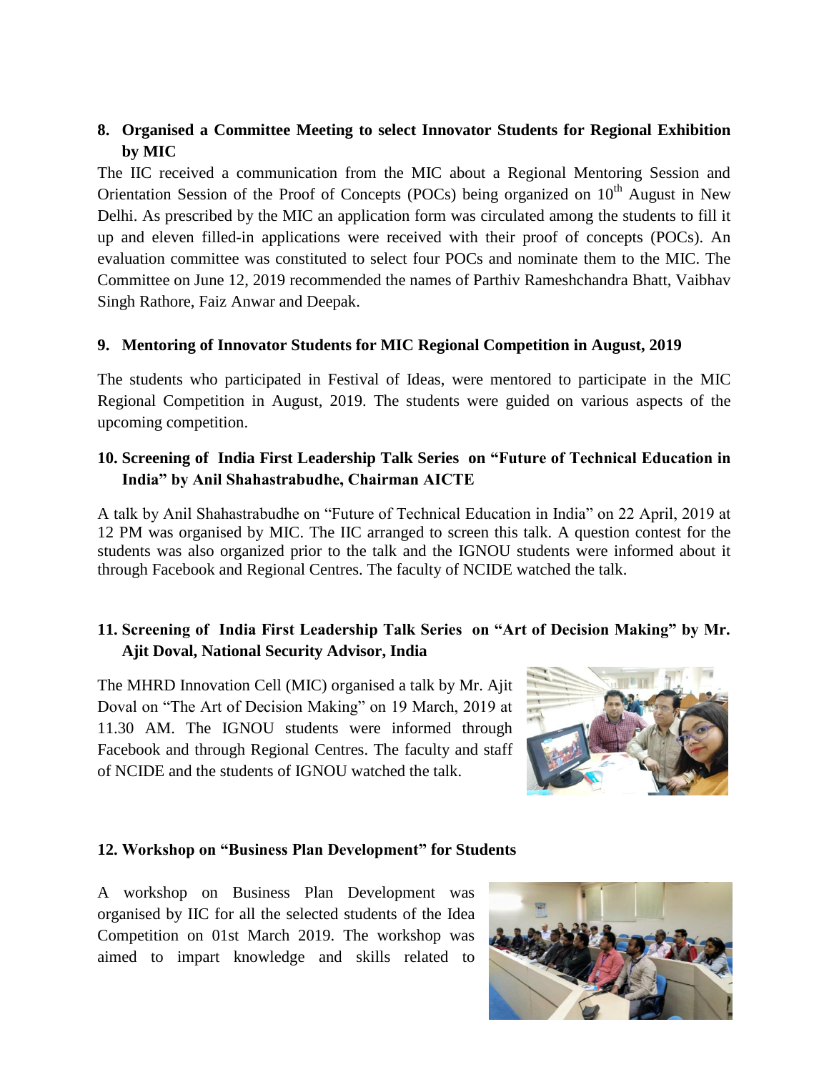## 8. Organised a Committee Meeting to select Innovator Students for Regional Exhibition by MIC

The IIC received a communication from the MIC about a Regional Mentoring Session and Orientation Session of the Proof of Concepts (POCs) being organized on 10th August in New Delhi. As prescribed by the MIC an application form was circulated among the students to fill it up and eleven filled-in applications were received with their proof of concepts (POCs). An evaluation committee was constituted to select four POCs and nominate them to the MIC. The Committee on June 12, 2019 recommended the names of Parthiv Rameshchandra Bhatt, Vaibhav Singh Rathore, Faiz Anwar and Deepak.

## 9. Mentoring of Innovator Students for MIC Regional Competition in August, 2019

The students who participated in Festival of Ideas, were mentored to participate in the MIC Regional Competition in August, 2019. The students were guided on various aspects of the upcoming competition.

## 10. Screening of India First Leadership Talk Series on "Future of Technical Education in India" by Anil Shahastrabudhe, Chairman AICTE

A talk by Anil Shahastrabudhe on "Future of Technical Education in India" on 22 April, 2019 at 12 PM was organised by MIC. The IIC arranged to screen this talk. A question contest for the students was also organized prior to the talk and the IGNOU students were informed about it through Facebook and Regional Centres. The faculty of NCIDE watched the talk.

## 11. Screening of India First Leadership Talk Series on "Art of Decision Making" by Mr. Ajit Doval, National Security Advisor, India

The MHRD Innovation Cell (MIC) organised a talk by Mr. Ajit Doval on "The Art of Decision Making" on 19 March, 2019 at 11.30 AM. The IGNOU students were informed through Facebook and through Regional Centres. The faculty and staff of NCIDE and the students of IGNOU watched the talk.

## 12. Workshop on "Business Plan Development" for Students

A workshop on Business Plan Development was organised by IIC for all the selected students of the Idea Competition on 01st March 2019. The workshop was aimed to impart knowledge and skills related to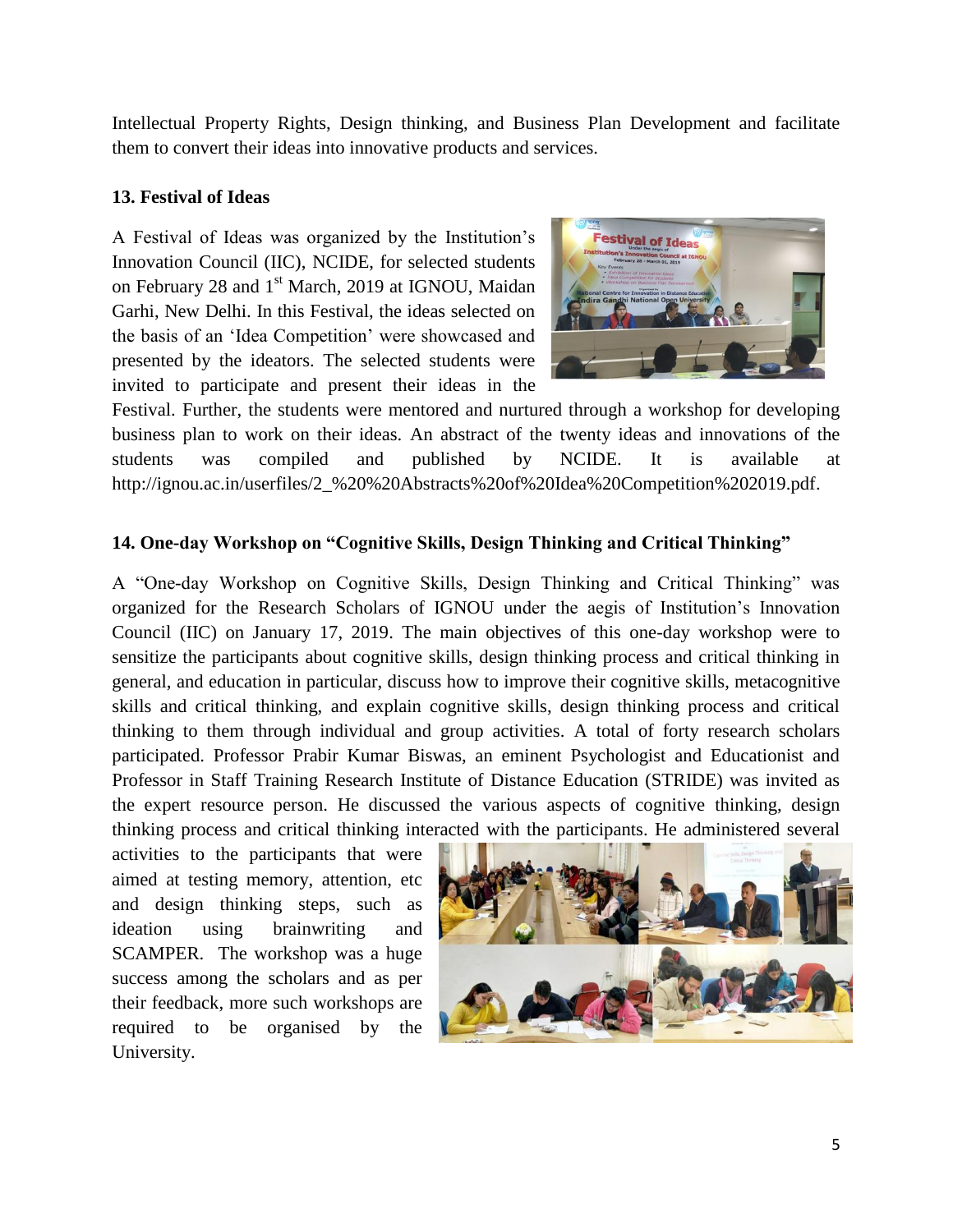Intellectual Property Rights, Design thinking, and Business Plan Development and facilitate them to convert their ideas into innovative products and services.

### 13. Festival of Ideas

A Festival of Ideas was organized by the Institution's Innovation Council (IIC), NCIDE, for selected students on February 28 and 1st March, 2019 at IGNOU, Maidan Garhi, New Delhi. In this Festival, the ideas selected on the basis of an 'Idea Competition' were showcased and presented by the ideators. The selected students were invited to participate and present their ideas in the Festival. Further, the students were mentored and nurtured through a workshop for developing business plan to work on their ideas. An abstract of the twenty ideas and innovations of the students was compiled and published by NCIDE. It is available at http://ignou.ac.in/userfiles/2_%20%20Abstracts%20of%20Idea%20Competition%202019.pdf.

### 14. One-day Workshop on "Cognitive Skills, Design Thinking and Critical Thinking"

A "One-day Workshop on Cognitive Skills, Design Thinking and Critical Thinking" was organized for the Research Scholars of IGNOU under the aegis of Institution's Innovation Council (IIC) on January 17, 2019. The main objectives of this one-day workshop were to sensitize the participants about cognitive skills, design thinking process and critical thinking in general, and education in particular, discuss how to improve their cognitive skills, metacognitive skills and critical thinking, and explain cognitive skills, design thinking process and critical thinking to them through individual and group activities. A total of forty research scholars participated. Professor Prabir Kumar Biswas, an eminent Psychologist and Educationist and Professor in Staff Training Research Institute of Distance Education (STRIDE) was invited as the expert resource person. He discussed the various aspects of cognitive thinking, design thinking process and critical thinking interacted with the participants. He administered several activities to the participants that were aimed at testing memory, attention, etc and design thinking steps, such as ideation using brainwriting and SCAMPER. The workshop was a huge success among the scholars and as per their feedback, more such workshops are required to be organised by the University.